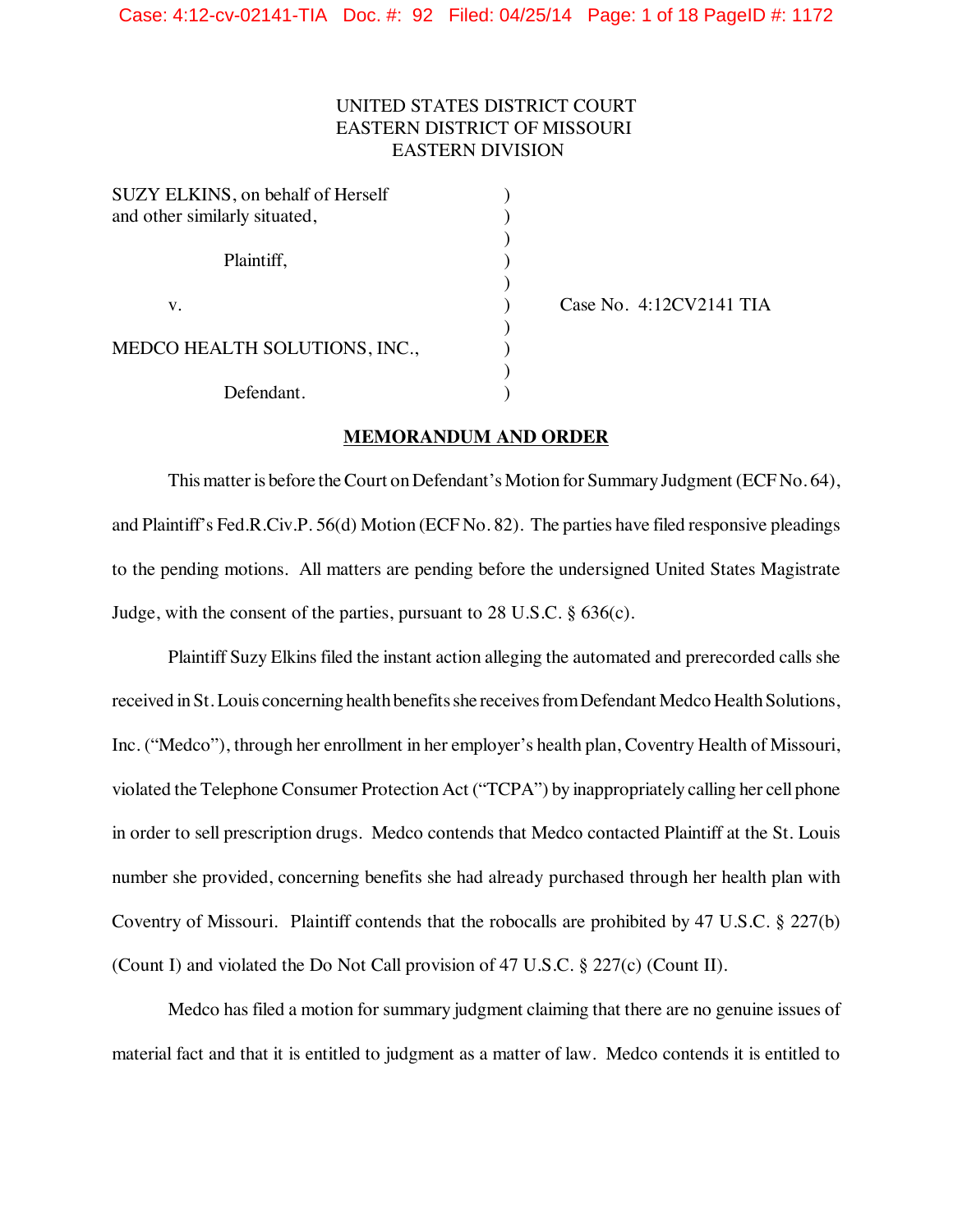UNITED STATES DISTRICT COURT
EASTERN DISTRICT OF MISSOURI
EASTERN DIVISION

| | | |
|---|---|---|
| SUZY ELKINS, on behalf of Herself and other similarly situated, | ) | |
| Plaintiff, | ) | |
| v. | ) | Case No. 4:12CV2141 TIA |
| MEDCO HEALTH SOLUTIONS, INC., | ) | |
| Defendant. | ) | |

## MEMORANDUM AND ORDER

This matter is before the Court on Defendant's Motion for Summary Judgment (ECF No. 64), and Plaintiff's Fed.R.Civ.P. 56(d) Motion (ECF No. 82). The parties have filed responsive pleadings to the pending motions. All matters are pending before the undersigned United States Magistrate Judge, with the consent of the parties, pursuant to 28 U.S.C. § 636(c).

Plaintiff Suzy Elkins filed the instant action alleging the automated and prerecorded calls she received in St. Louis concerning health benefits she receives from Defendant Medco Health Solutions, Inc. ("Medco"), through her enrollment in her employer's health plan, Coventry Health of Missouri, violated the Telephone Consumer Protection Act ("TCPA") by inappropriately calling her cell phone in order to sell prescription drugs. Medco contends that Medco contacted Plaintiff at the St. Louis number she provided, concerning benefits she had already purchased through her health plan with Coventry of Missouri. Plaintiff contends that the robocalls are prohibited by 47 U.S.C. § 227(b) (Count I) and violated the Do Not Call provision of 47 U.S.C. § 227(c) (Count II).

Medco has filed a motion for summary judgment claiming that there are no genuine issues of material fact and that it is entitled to judgment as a matter of law. Medco contends it is entitled to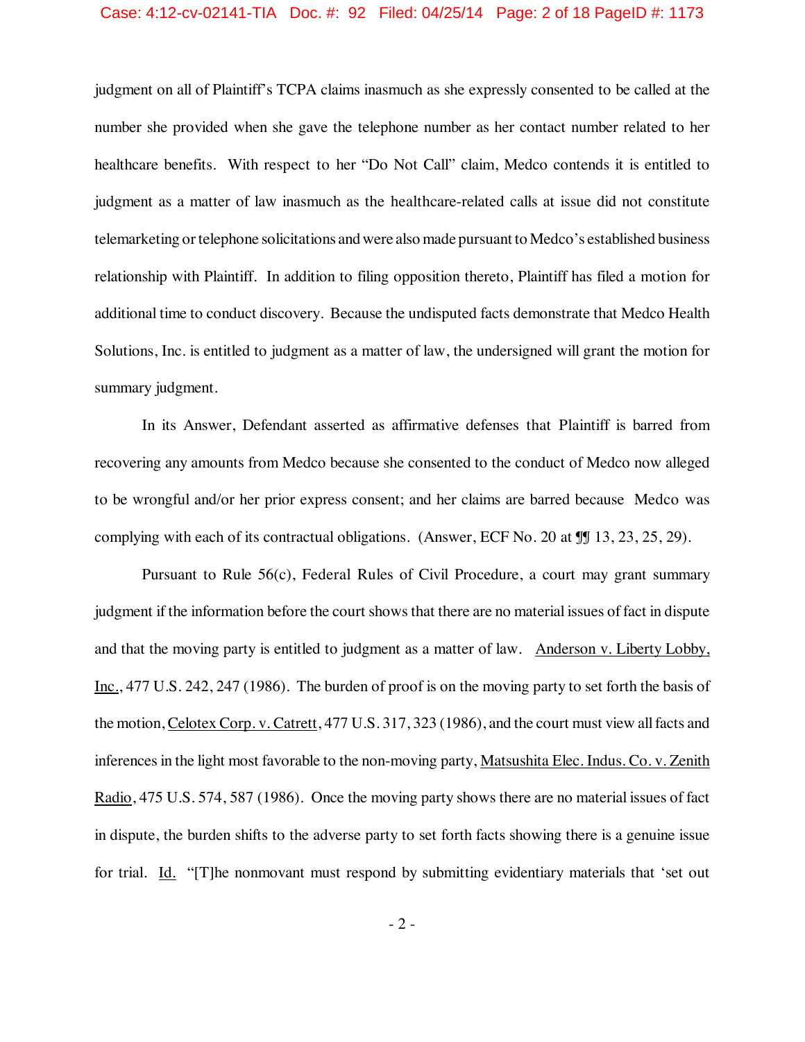judgment on all of Plaintiff's TCPA claims inasmuch as she expressly consented to be called at the number she provided when she gave the telephone number as her contact number related to her healthcare benefits. With respect to her "Do Not Call" claim, Medco contends it is entitled to judgment as a matter of law inasmuch as the healthcare-related calls at issue did not constitute telemarketing or telephone solicitations and were also made pursuant to Medco's established business relationship with Plaintiff. In addition to filing opposition thereto, Plaintiff has filed a motion for additional time to conduct discovery. Because the undisputed facts demonstrate that Medco Health Solutions, Inc. is entitled to judgment as a matter of law, the undersigned will grant the motion for summary judgment.

In its Answer, Defendant asserted as affirmative defenses that Plaintiff is barred from recovering any amounts from Medco because she consented to the conduct of Medco now alleged to be wrongful and/or her prior express consent; and her claims are barred because Medco was complying with each of its contractual obligations. (Answer, ECF No. 20 at ¶¶ 13, 23, 25, 29).

Pursuant to Rule 56(c), Federal Rules of Civil Procedure, a court may grant summary judgment if the information before the court shows that there are no material issues of fact in dispute and that the moving party is entitled to judgment as a matter of law. Anderson v. Liberty Lobby, Inc., 477 U.S. 242, 247 (1986). The burden of proof is on the moving party to set forth the basis of the motion, Celotex Corp. v. Catrett, 477 U.S. 317, 323 (1986), and the court must view all facts and inferences in the light most favorable to the non-moving party, Matsushita Elec. Indus. Co. v. Zenith Radio, 475 U.S. 574, 587 (1986). Once the moving party shows there are no material issues of fact in dispute, the burden shifts to the adverse party to set forth facts showing there is a genuine issue for trial. Id. "[T]he nonmovant must respond by submitting evidentiary materials that 'set out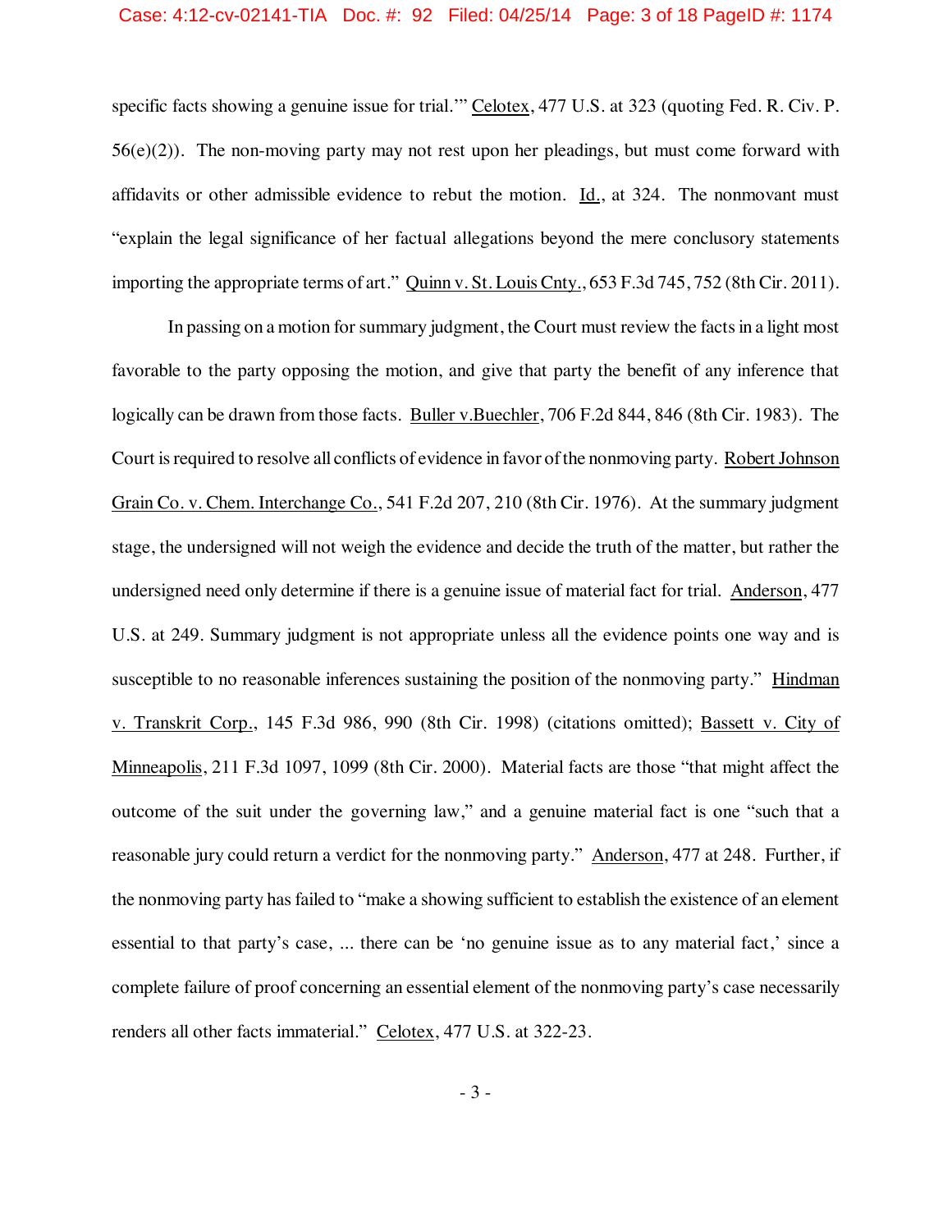specific facts showing a genuine issue for trial.'" Celotex, 477 U.S. at 323 (quoting Fed. R. Civ. P. 56(e)(2)). The non-moving party may not rest upon her pleadings, but must come forward with affidavits or other admissible evidence to rebut the motion. Id., at 324. The nonmovant must "explain the legal significance of her factual allegations beyond the mere conclusory statements importing the appropriate terms of art." Quinn v. St. Louis Cnty., 653 F.3d 745, 752 (8th Cir. 2011).

In passing on a motion for summary judgment, the Court must review the facts in a light most favorable to the party opposing the motion, and give that party the benefit of any inference that logically can be drawn from those facts. Buller v.Buechler, 706 F.2d 844, 846 (8th Cir. 1983). The Court is required to resolve all conflicts of evidence in favor of the nonmoving party. Robert Johnson Grain Co. v. Chem. Interchange Co., 541 F.2d 207, 210 (8th Cir. 1976). At the summary judgment stage, the undersigned will not weigh the evidence and decide the truth of the matter, but rather the undersigned need only determine if there is a genuine issue of material fact for trial. Anderson, 477 U.S. at 249. Summary judgment is not appropriate unless all the evidence points one way and is susceptible to no reasonable inferences sustaining the position of the nonmoving party." Hindman v. Transkrit Corp., 145 F.3d 986, 990 (8th Cir. 1998) (citations omitted); Bassett v. City of Minneapolis, 211 F.3d 1097, 1099 (8th Cir. 2000). Material facts are those "that might affect the outcome of the suit under the governing law," and a genuine material fact is one "such that a reasonable jury could return a verdict for the nonmoving party." Anderson, 477 at 248. Further, if the nonmoving party has failed to "make a showing sufficient to establish the existence of an element essential to that party's case, ... there can be 'no genuine issue as to any material fact,' since a complete failure of proof concerning an essential element of the nonmoving party's case necessarily renders all other facts immaterial." Celotex, 477 U.S. at 322-23.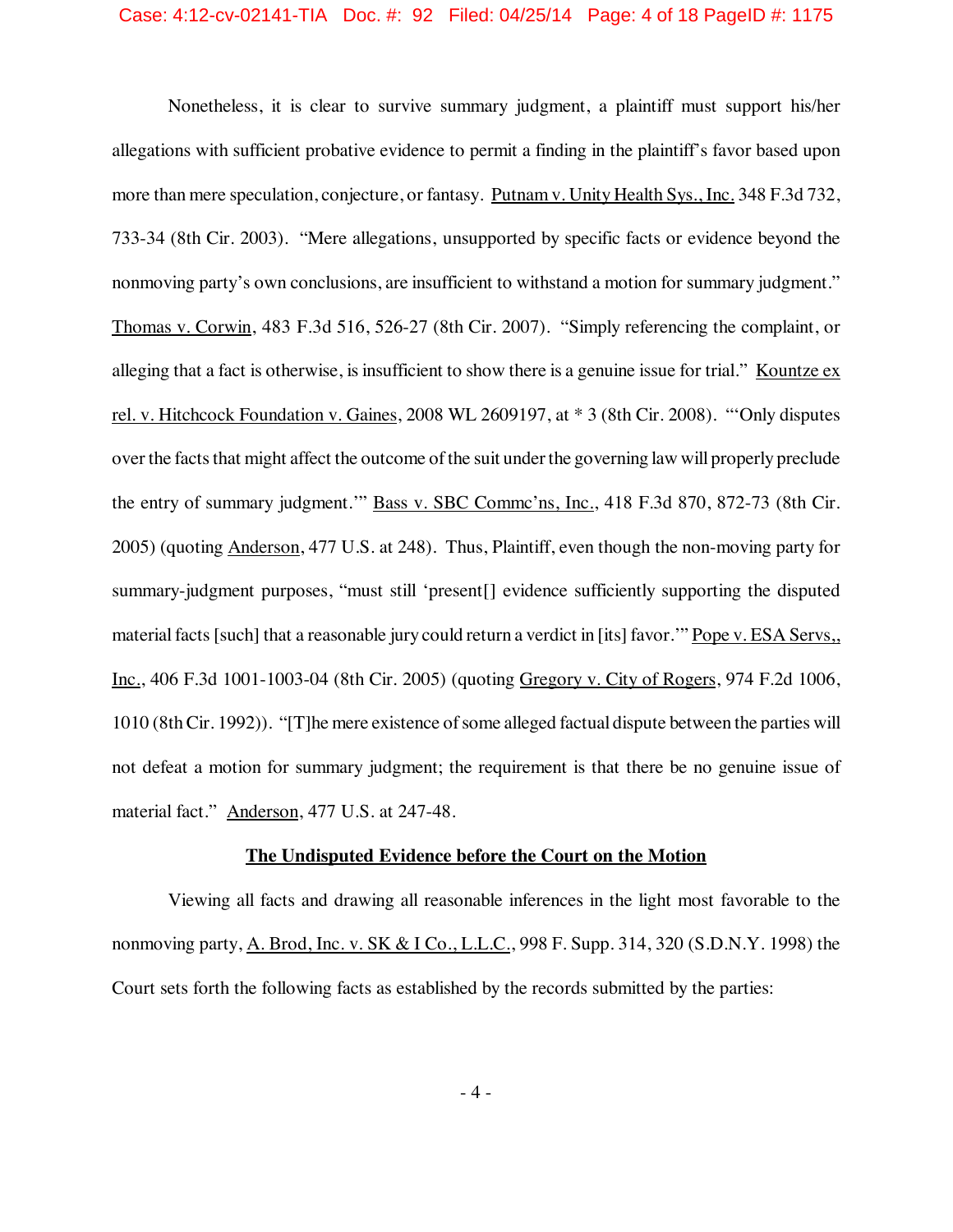Nonetheless, it is clear to survive summary judgment, a plaintiff must support his/her allegations with sufficient probative evidence to permit a finding in the plaintiff's favor based upon more than mere speculation, conjecture, or fantasy. Putnam v. Unity Health Sys., Inc. 348 F.3d 732, 733-34 (8th Cir. 2003). "Mere allegations, unsupported by specific facts or evidence beyond the nonmoving party's own conclusions, are insufficient to withstand a motion for summary judgment." Thomas v. Corwin, 483 F.3d 516, 526-27 (8th Cir. 2007). "Simply referencing the complaint, or alleging that a fact is otherwise, is insufficient to show there is a genuine issue for trial." Kountze ex rel. v. Hitchcock Foundation v. Gaines, 2008 WL 2609197, at * 3 (8th Cir. 2008). "'Only disputes over the facts that might affect the outcome of the suit under the governing law will properly preclude the entry of summary judgment.'" Bass v. SBC Commc'ns, Inc., 418 F.3d 870, 872-73 (8th Cir. 2005) (quoting Anderson, 477 U.S. at 248). Thus, Plaintiff, even though the non-moving party for summary-judgment purposes, "must still 'present[] evidence sufficiently supporting the disputed material facts [such] that a reasonable jury could return a verdict in [its] favor.'" Pope v. ESA Servs,, Inc., 406 F.3d 1001-1003-04 (8th Cir. 2005) (quoting Gregory v. City of Rogers, 974 F.2d 1006, 1010 (8th Cir. 1992)). "[T]he mere existence of some alleged factual dispute between the parties will not defeat a motion for summary judgment; the requirement is that there be no genuine issue of material fact." Anderson, 477 U.S. at 247-48.

**The Undisputed Evidence before the Court on the Motion**

Viewing all facts and drawing all reasonable inferences in the light most favorable to the nonmoving party, A. Brod, Inc. v. SK & I Co., L.L.C., 998 F. Supp. 314, 320 (S.D.N.Y. 1998) the Court sets forth the following facts as established by the records submitted by the parties: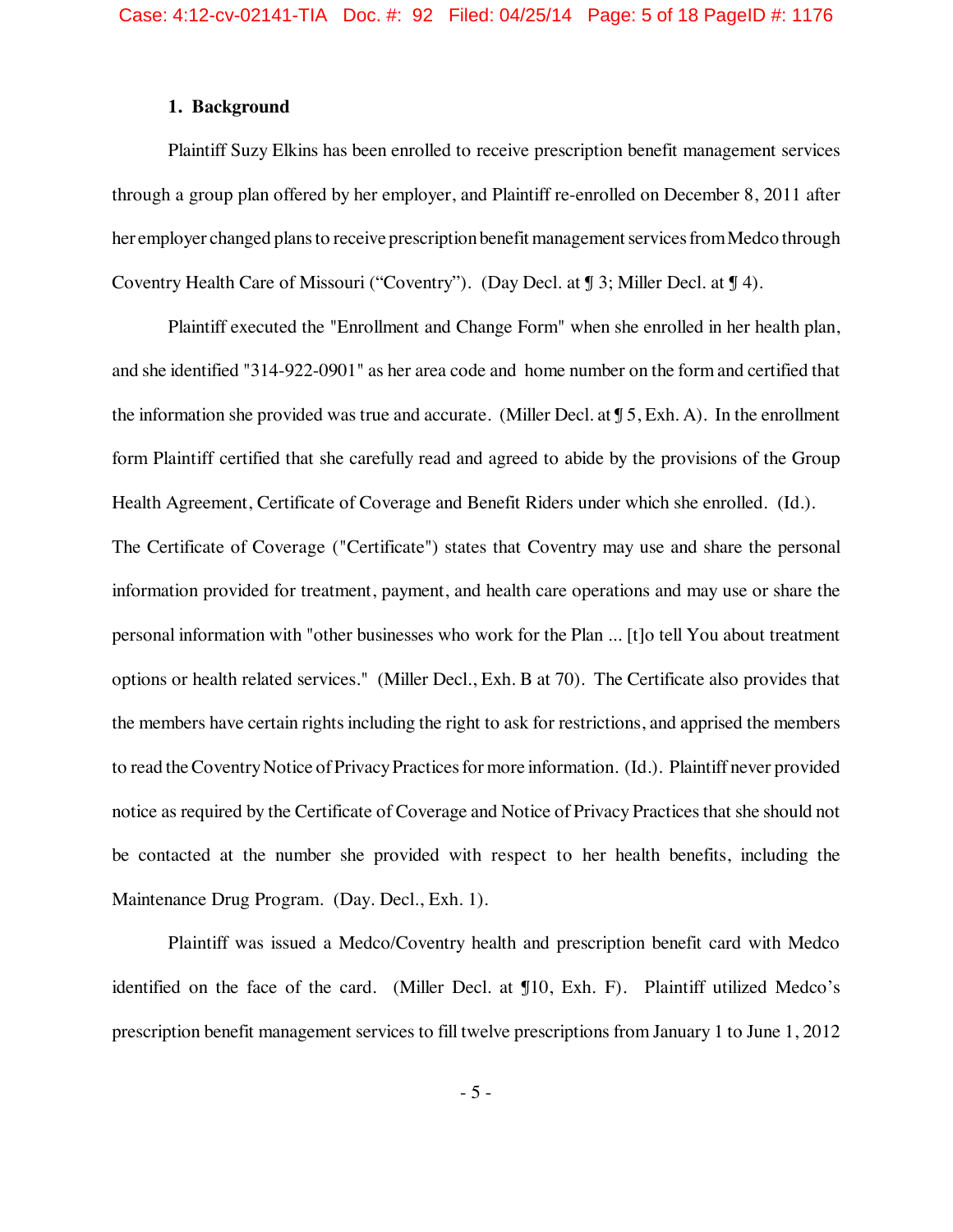## 1. Background

Plaintiff Suzy Elkins has been enrolled to receive prescription benefit management services through a group plan offered by her employer, and Plaintiff re-enrolled on December 8, 2011 after her employer changed plans to receive prescription benefit management services from Medco through Coventry Health Care of Missouri ("Coventry"). (Day Decl. at ¶ 3; Miller Decl. at ¶ 4).

Plaintiff executed the "Enrollment and Change Form" when she enrolled in her health plan, and she identified "314-922-0901" as her area code and home number on the form and certified that the information she provided was true and accurate. (Miller Decl. at ¶ 5, Exh. A). In the enrollment form Plaintiff certified that she carefully read and agreed to abide by the provisions of the Group Health Agreement, Certificate of Coverage and Benefit Riders under which she enrolled. (Id.). The Certificate of Coverage ("Certificate") states that Coventry may use and share the personal information provided for treatment, payment, and health care operations and may use or share the personal information with "other businesses who work for the Plan ... [t]o tell You about treatment options or health related services." (Miller Decl., Exh. B at 70). The Certificate also provides that the members have certain rights including the right to ask for restrictions, and apprised the members to read the Coventry Notice of Privacy Practices for more information. (Id.). Plaintiff never provided notice as required by the Certificate of Coverage and Notice of Privacy Practices that she should not be contacted at the number she provided with respect to her health benefits, including the Maintenance Drug Program. (Day. Decl., Exh. 1).

Plaintiff was issued a Medco/Coventry health and prescription benefit card with Medco identified on the face of the card. (Miller Decl. at ¶10, Exh. F). Plaintiff utilized Medco's prescription benefit management services to fill twelve prescriptions from January 1 to June 1, 2012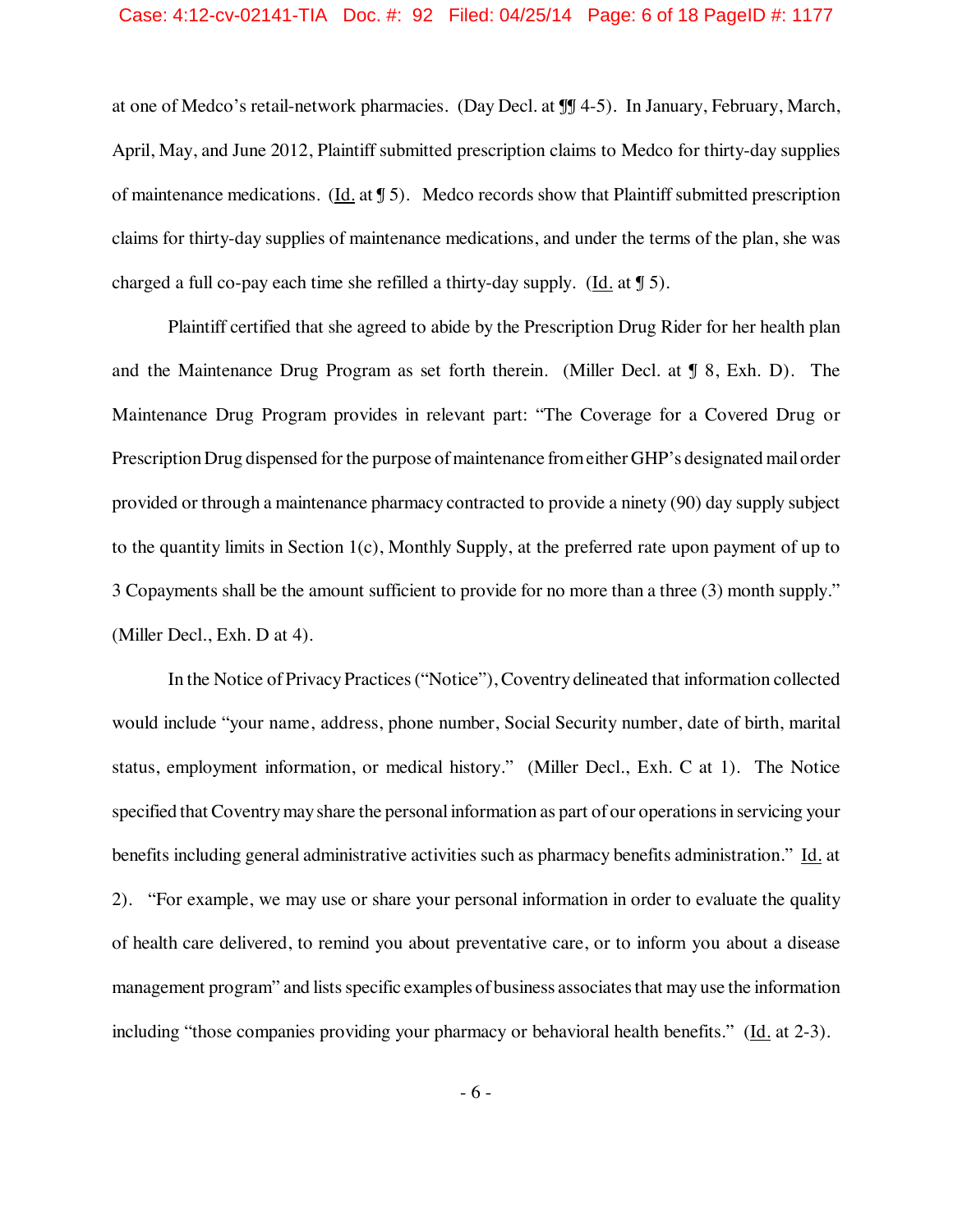at one of Medco's retail-network pharmacies. (Day Decl. at ¶¶ 4-5). In January, February, March, April, May, and June 2012, Plaintiff submitted prescription claims to Medco for thirty-day supplies of maintenance medications. (Id. at ¶ 5). Medco records show that Plaintiff submitted prescription claims for thirty-day supplies of maintenance medications, and under the terms of the plan, she was charged a full co-pay each time she refilled a thirty-day supply. (Id. at ¶ 5).

Plaintiff certified that she agreed to abide by the Prescription Drug Rider for her health plan and the Maintenance Drug Program as set forth therein. (Miller Decl. at ¶ 8, Exh. D). The Maintenance Drug Program provides in relevant part: "The Coverage for a Covered Drug or Prescription Drug dispensed for the purpose of maintenance from either GHP's designated mail order provided or through a maintenance pharmacy contracted to provide a ninety (90) day supply subject to the quantity limits in Section 1(c), Monthly Supply, at the preferred rate upon payment of up to 3 Copayments shall be the amount sufficient to provide for no more than a three (3) month supply." (Miller Decl., Exh. D at 4).

In the Notice of Privacy Practices ("Notice"), Coventry delineated that information collected would include "your name, address, phone number, Social Security number, date of birth, marital status, employment information, or medical history." (Miller Decl., Exh. C at 1). The Notice specified that Coventry may share the personal information as part of our operations in servicing your benefits including general administrative activities such as pharmacy benefits administration." Id. at 2). "For example, we may use or share your personal information in order to evaluate the quality of health care delivered, to remind you about preventative care, or to inform you about a disease management program" and lists specific examples of business associates that may use the information including "those companies providing your pharmacy or behavioral health benefits." (Id. at 2-3).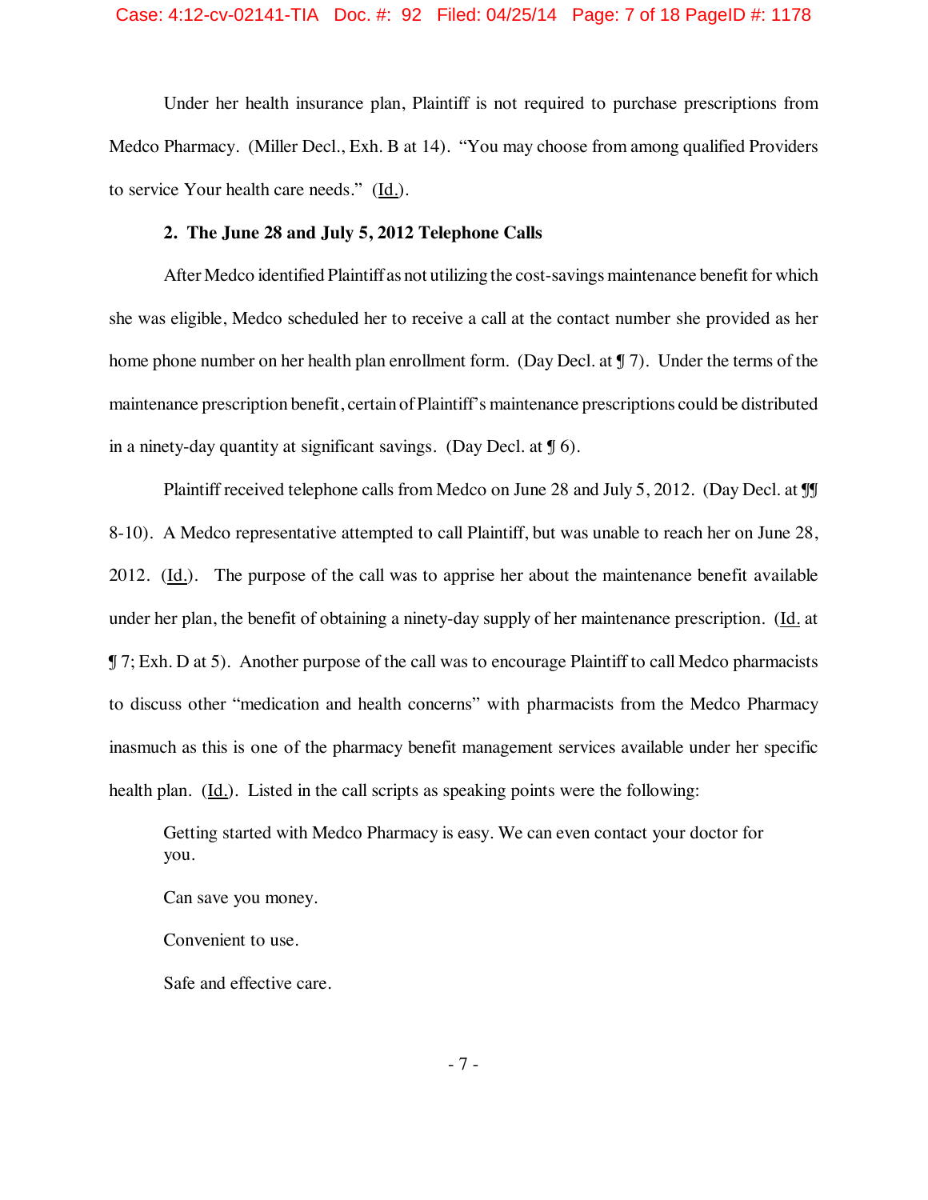Under her health insurance plan, Plaintiff is not required to purchase prescriptions from Medco Pharmacy. (Miller Decl., Exh. B at 14). "You may choose from among qualified Providers to service Your health care needs." (Id.).

**2. The June 28 and July 5, 2012 Telephone Calls**

After Medco identified Plaintiff as not utilizing the cost-savings maintenance benefit for which she was eligible, Medco scheduled her to receive a call at the contact number she provided as her home phone number on her health plan enrollment form. (Day Decl. at ¶ 7). Under the terms of the maintenance prescription benefit, certain of Plaintiff's maintenance prescriptions could be distributed in a ninety-day quantity at significant savings. (Day Decl. at ¶ 6).

Plaintiff received telephone calls from Medco on June 28 and July 5, 2012. (Day Decl. at ¶¶ 8-10). A Medco representative attempted to call Plaintiff, but was unable to reach her on June 28, 2012. (Id.). The purpose of the call was to apprise her about the maintenance benefit available under her plan, the benefit of obtaining a ninety-day supply of her maintenance prescription. (Id. at ¶ 7; Exh. D at 5). Another purpose of the call was to encourage Plaintiff to call Medco pharmacists to discuss other "medication and health concerns" with pharmacists from the Medco Pharmacy inasmuch as this is one of the pharmacy benefit management services available under her specific health plan. (Id.). Listed in the call scripts as speaking points were the following:

> Getting started with Medco Pharmacy is easy. We can even contact your doctor for you.
>
> Can save you money.
>
> Convenient to use.
>
> Safe and effective care.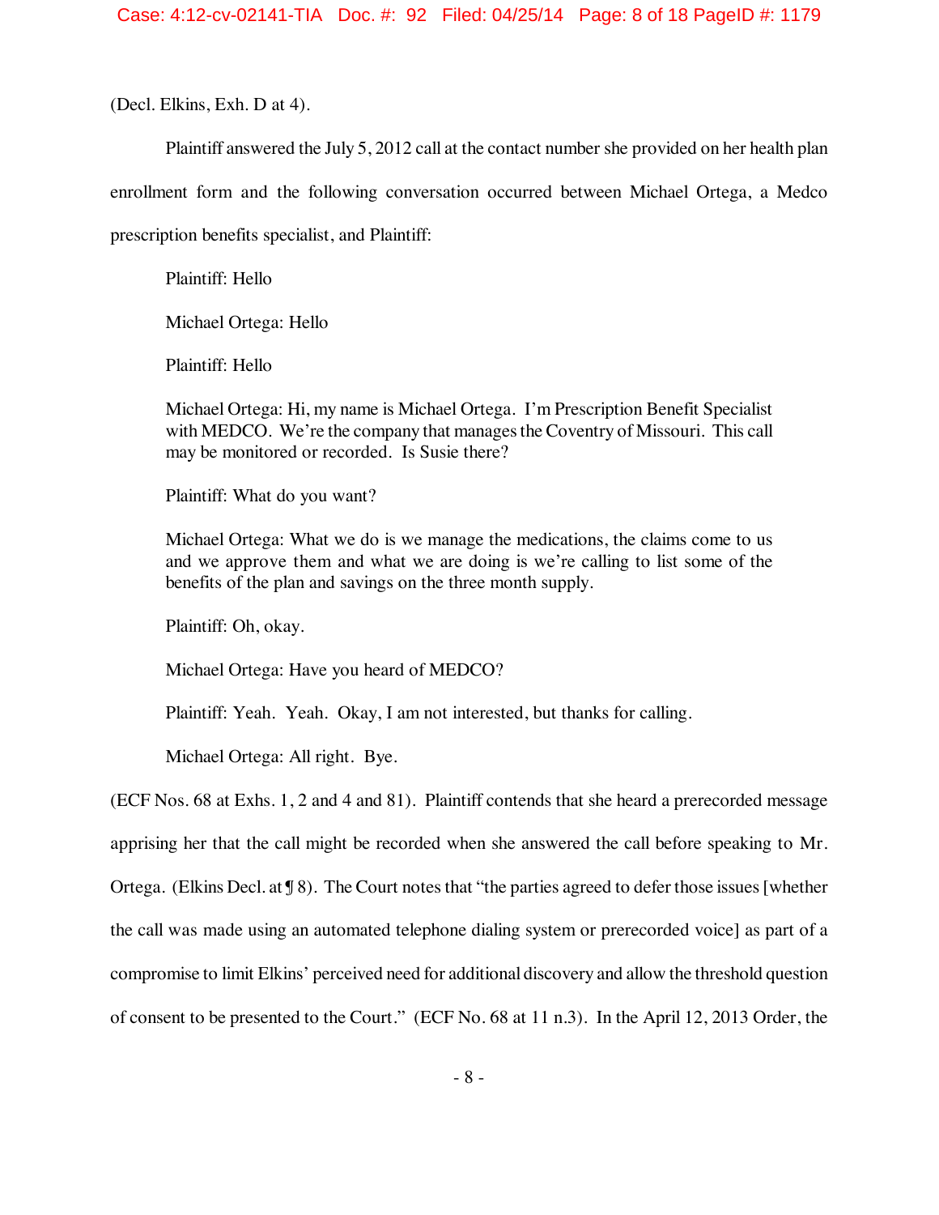(Decl. Elkins, Exh. D at 4).

Plaintiff answered the July 5, 2012 call at the contact number she provided on her health plan enrollment form and the following conversation occurred between Michael Ortega, a Medco prescription benefits specialist, and Plaintiff:

> Plaintiff: Hello
>
> Michael Ortega: Hello
>
> Plaintiff: Hello
>
> Michael Ortega: Hi, my name is Michael Ortega. I'm Prescription Benefit Specialist with MEDCO. We're the company that manages the Coventry of Missouri. This call may be monitored or recorded. Is Susie there?
>
> Plaintiff: What do you want?
>
> Michael Ortega: What we do is we manage the medications, the claims come to us and we approve them and what we are doing is we're calling to list some of the benefits of the plan and savings on the three month supply.
>
> Plaintiff: Oh, okay.
>
> Michael Ortega: Have you heard of MEDCO?
>
> Plaintiff: Yeah. Yeah. Okay, I am not interested, but thanks for calling.
>
> Michael Ortega: All right. Bye.

(ECF Nos. 68 at Exhs. 1, 2 and 4 and 81). Plaintiff contends that she heard a prerecorded message apprising her that the call might be recorded when she answered the call before speaking to Mr. Ortega. (Elkins Decl. at ¶ 8). The Court notes that "the parties agreed to defer those issues [whether the call was made using an automated telephone dialing system or prerecorded voice] as part of a compromise to limit Elkins' perceived need for additional discovery and allow the threshold question of consent to be presented to the Court." (ECF No. 68 at 11 n.3). In the April 12, 2013 Order, the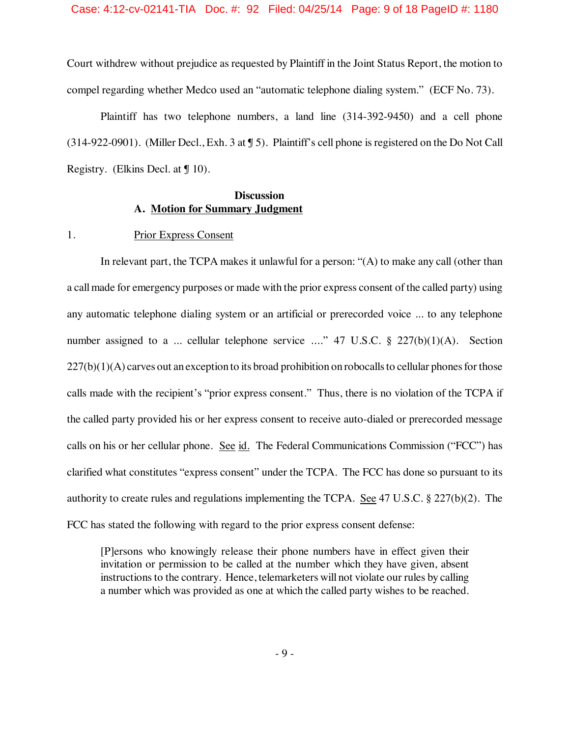Court withdrew without prejudice as requested by Plaintiff in the Joint Status Report, the motion to compel regarding whether Medco used an "automatic telephone dialing system." (ECF No. 73).

Plaintiff has two telephone numbers, a land line (314-392-9450) and a cell phone (314-922-0901). (Miller Decl., Exh. 3 at ¶ 5). Plaintiff's cell phone is registered on the Do Not Call Registry. (Elkins Decl. at ¶ 10).

## Discussion

### A. Motion for Summary Judgment

#### 1. Prior Express Consent

In relevant part, the TCPA makes it unlawful for a person: "(A) to make any call (other than a call made for emergency purposes or made with the prior express consent of the called party) using any automatic telephone dialing system or an artificial or prerecorded voice ... to any telephone number assigned to a ... cellular telephone service ...." 47 U.S.C. § 227(b)(1)(A). Section 227(b)(1)(A) carves out an exception to its broad prohibition on robocalls to cellular phones for those calls made with the recipient's "prior express consent." Thus, there is no violation of the TCPA if the called party provided his or her express consent to receive auto-dialed or prerecorded message calls on his or her cellular phone. See id. The Federal Communications Commission ("FCC") has clarified what constitutes "express consent" under the TCPA. The FCC has done so pursuant to its authority to create rules and regulations implementing the TCPA. See 47 U.S.C. § 227(b)(2). The FCC has stated the following with regard to the prior express consent defense:

> [P]ersons who knowingly release their phone numbers have in effect given their invitation or permission to be called at the number which they have given, absent instructions to the contrary. Hence, telemarketers will not violate our rules by calling a number which was provided as one at which the called party wishes to be reached.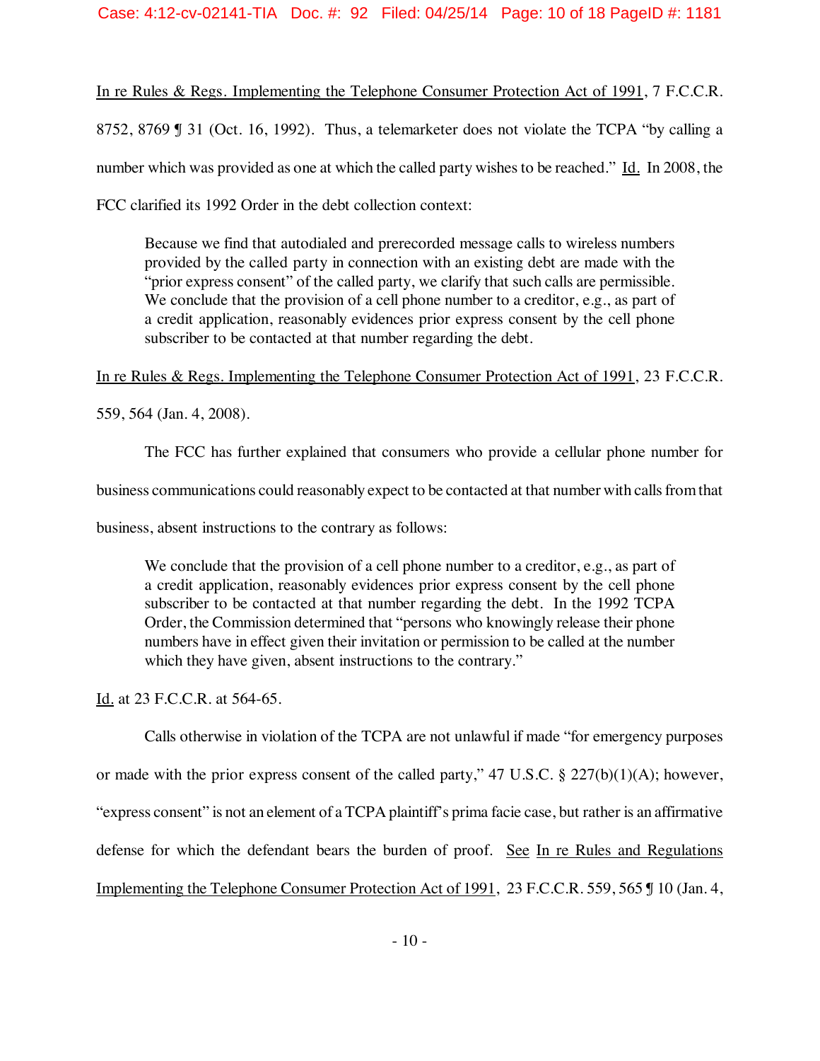In re Rules & Regs. Implementing the Telephone Consumer Protection Act of 1991, 7 F.C.C.R. 8752, 8769 ¶ 31 (Oct. 16, 1992). Thus, a telemarketer does not violate the TCPA "by calling a number which was provided as one at which the called party wishes to be reached." Id. In 2008, the FCC clarified its 1992 Order in the debt collection context:

> Because we find that autodialed and prerecorded message calls to wireless numbers provided by the called party in connection with an existing debt are made with the "prior express consent" of the called party, we clarify that such calls are permissible. We conclude that the provision of a cell phone number to a creditor, e.g., as part of a credit application, reasonably evidences prior express consent by the cell phone subscriber to be contacted at that number regarding the debt.

In re Rules & Regs. Implementing the Telephone Consumer Protection Act of 1991, 23 F.C.C.R. 559, 564 (Jan. 4, 2008).

The FCC has further explained that consumers who provide a cellular phone number for business communications could reasonably expect to be contacted at that number with calls from that business, absent instructions to the contrary as follows:

> We conclude that the provision of a cell phone number to a creditor, e.g., as part of a credit application, reasonably evidences prior express consent by the cell phone subscriber to be contacted at that number regarding the debt. In the 1992 TCPA Order, the Commission determined that "persons who knowingly release their phone numbers have in effect given their invitation or permission to be called at the number which they have given, absent instructions to the contrary."

Id. at 23 F.C.C.R. at 564-65.

Calls otherwise in violation of the TCPA are not unlawful if made "for emergency purposes or made with the prior express consent of the called party," 47 U.S.C. § 227(b)(1)(A); however, "express consent" is not an element of a TCPA plaintiff's prima facie case, but rather is an affirmative defense for which the defendant bears the burden of proof. See In re Rules and Regulations Implementing the Telephone Consumer Protection Act of 1991, 23 F.C.C.R. 559, 565 ¶ 10 (Jan. 4,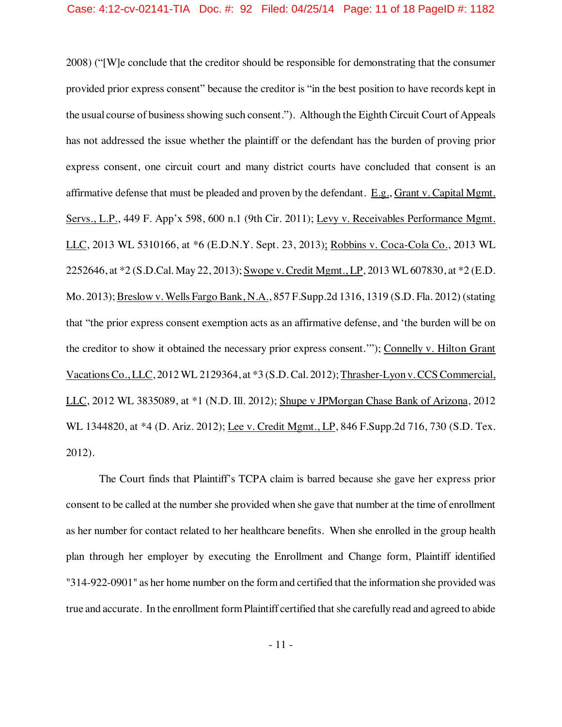2008) ("[W]e conclude that the creditor should be responsible for demonstrating that the consumer provided prior express consent" because the creditor is "in the best position to have records kept in the usual course of business showing such consent."). Although the Eighth Circuit Court of Appeals has not addressed the issue whether the plaintiff or the defendant has the burden of proving prior express consent, one circuit court and many district courts have concluded that consent is an affirmative defense that must be pleaded and proven by the defendant. E.g., Grant v. Capital Mgmt. Servs., L.P., 449 F. App'x 598, 600 n.1 (9th Cir. 2011); Levy v. Receivables Performance Mgmt. LLC, 2013 WL 5310166, at *6 (E.D.N.Y. Sept. 23, 2013); Robbins v. Coca-Cola Co., 2013 WL 2252646, at *2 (S.D.Cal. May 22, 2013); Swope v. Credit Mgmt., LP, 2013 WL 607830, at *2 (E.D. Mo. 2013); Breslow v. Wells Fargo Bank, N.A., 857 F.Supp.2d 1316, 1319 (S.D. Fla. 2012) (stating that "the prior express consent exemption acts as an affirmative defense, and 'the burden will be on the creditor to show it obtained the necessary prior express consent.'"); Connelly v. Hilton Grant Vacations Co., LLC, 2012 WL 2129364, at *3 (S.D. Cal. 2012); Thrasher-Lyon v. CCS Commercial, LLC, 2012 WL 3835089, at *1 (N.D. Ill. 2012); Shupe v JPMorgan Chase Bank of Arizona, 2012 WL 1344820, at *4 (D. Ariz. 2012); Lee v. Credit Mgmt., LP, 846 F.Supp.2d 716, 730 (S.D. Tex. 2012).

The Court finds that Plaintiff's TCPA claim is barred because she gave her express prior consent to be called at the number she provided when she gave that number at the time of enrollment as her number for contact related to her healthcare benefits. When she enrolled in the group health plan through her employer by executing the Enrollment and Change form, Plaintiff identified "314-922-0901" as her home number on the form and certified that the information she provided was true and accurate. In the enrollment form Plaintiff certified that she carefully read and agreed to abide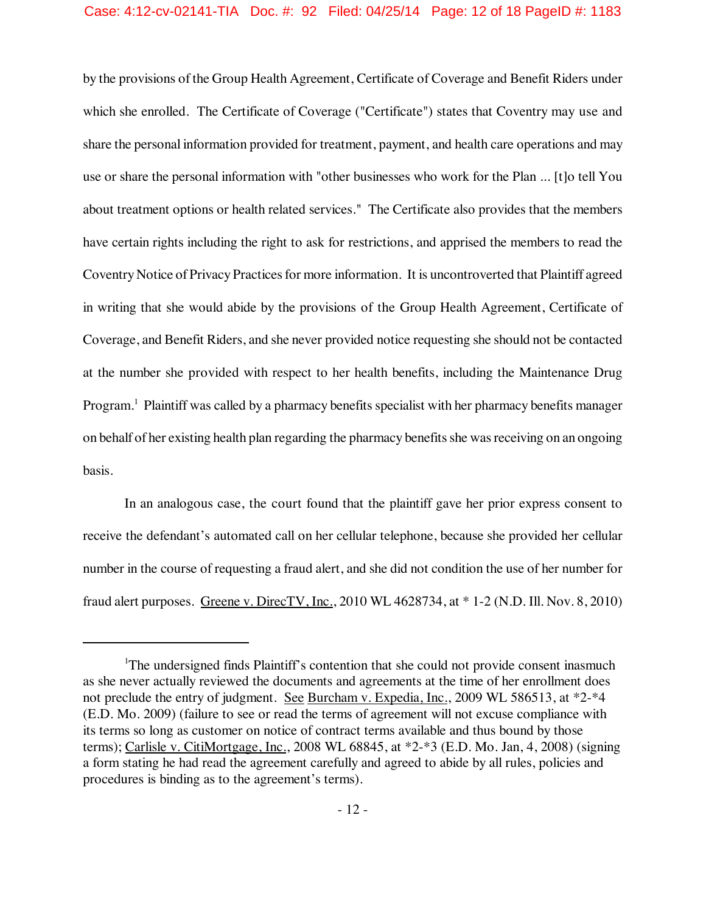by the provisions of the Group Health Agreement, Certificate of Coverage and Benefit Riders under which she enrolled. The Certificate of Coverage ("Certificate") states that Coventry may use and share the personal information provided for treatment, payment, and health care operations and may use or share the personal information with "other businesses who work for the Plan ... [t]o tell You about treatment options or health related services." The Certificate also provides that the members have certain rights including the right to ask for restrictions, and apprised the members to read the Coventry Notice of Privacy Practices for more information. It is uncontroverted that Plaintiff agreed in writing that she would abide by the provisions of the Group Health Agreement, Certificate of Coverage, and Benefit Riders, and she never provided notice requesting she should not be contacted at the number she provided with respect to her health benefits, including the Maintenance Drug Program.[1] Plaintiff was called by a pharmacy benefits specialist with her pharmacy benefits manager on behalf of her existing health plan regarding the pharmacy benefits she was receiving on an ongoing basis.

In an analogous case, the court found that the plaintiff gave her prior express consent to receive the defendant's automated call on her cellular telephone, because she provided her cellular number in the course of requesting a fraud alert, and she did not condition the use of her number for fraud alert purposes. Greene v. DirecTV, Inc., 2010 WL 4628734, at * 1-2 (N.D. Ill. Nov. 8, 2010)

---

[1]The undersigned finds Plaintiff's contention that she could not provide consent inasmuch as she never actually reviewed the documents and agreements at the time of her enrollment does not preclude the entry of judgment. See Burcham v. Expedia, Inc., 2009 WL 586513, at *2-*4 (E.D. Mo. 2009) (failure to see or read the terms of agreement will not excuse compliance with its terms so long as customer on notice of contract terms available and thus bound by those terms); Carlisle v. CitiMortgage, Inc., 2008 WL 68845, at *2-*3 (E.D. Mo. Jan, 4, 2008) (signing a form stating he had read the agreement carefully and agreed to abide by all rules, policies and procedures is binding as to the agreement's terms).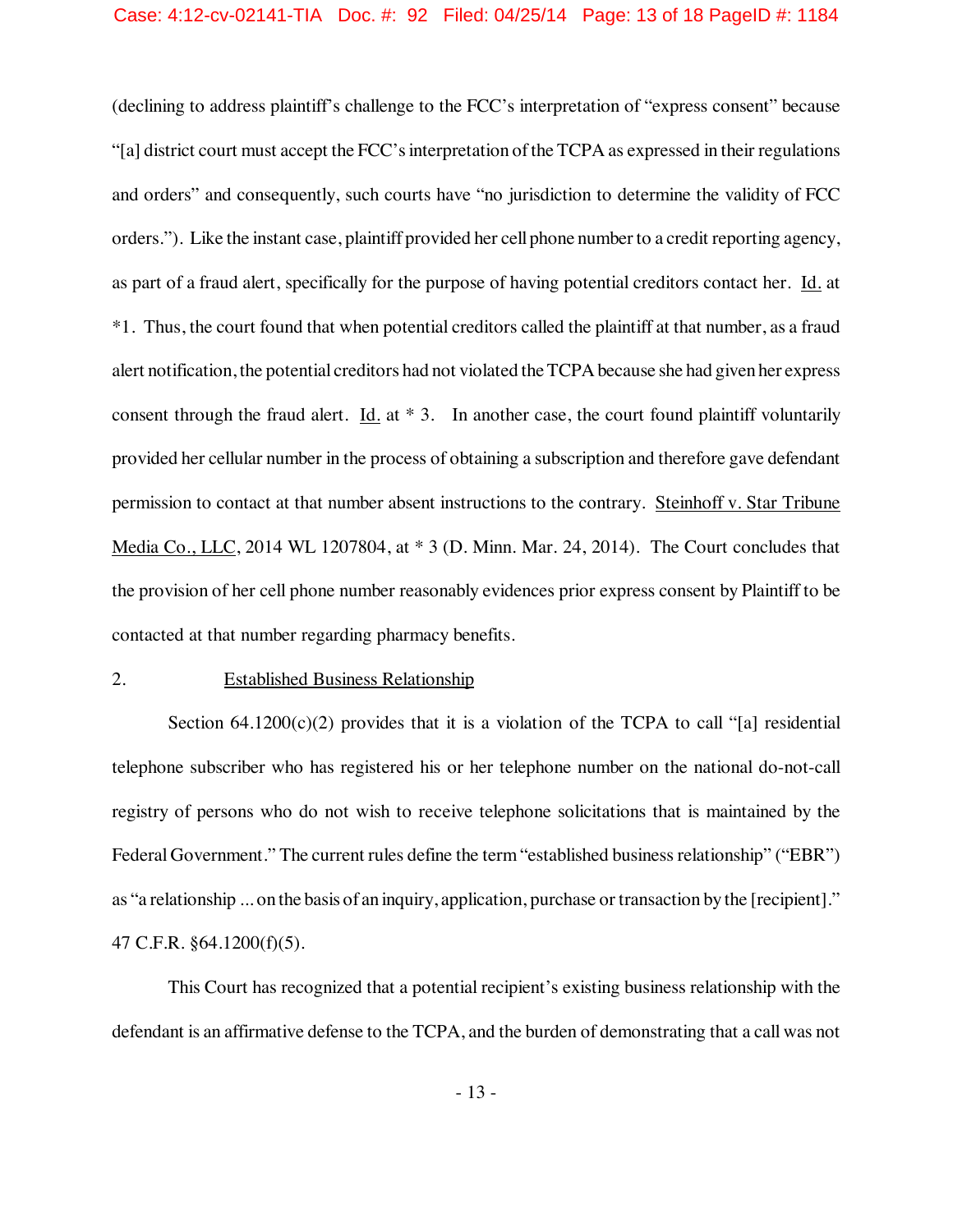(declining to address plaintiff's challenge to the FCC's interpretation of "express consent" because "[a] district court must accept the FCC's interpretation of the TCPA as expressed in their regulations and orders" and consequently, such courts have "no jurisdiction to determine the validity of FCC orders."). Like the instant case, plaintiff provided her cell phone number to a credit reporting agency, as part of a fraud alert, specifically for the purpose of having potential creditors contact her. Id. at *1. Thus, the court found that when potential creditors called the plaintiff at that number, as a fraud alert notification, the potential creditors had not violated the TCPA because she had given her express consent through the fraud alert. Id. at * 3. In another case, the court found plaintiff voluntarily provided her cellular number in the process of obtaining a subscription and therefore gave defendant permission to contact at that number absent instructions to the contrary. Steinhoff v. Star Tribune Media Co., LLC, 2014 WL 1207804, at * 3 (D. Minn. Mar. 24, 2014). The Court concludes that the provision of her cell phone number reasonably evidences prior express consent by Plaintiff to be contacted at that number regarding pharmacy benefits.

2. Established Business Relationship

Section 64.1200(c)(2) provides that it is a violation of the TCPA to call "[a] residential telephone subscriber who has registered his or her telephone number on the national do-not-call registry of persons who do not wish to receive telephone solicitations that is maintained by the Federal Government." The current rules define the term "established business relationship" ("EBR") as "a relationship ... on the basis of an inquiry, application, purchase or transaction by the [recipient]." 47 C.F.R. §64.1200(f)(5).

This Court has recognized that a potential recipient's existing business relationship with the defendant is an affirmative defense to the TCPA, and the burden of demonstrating that a call was not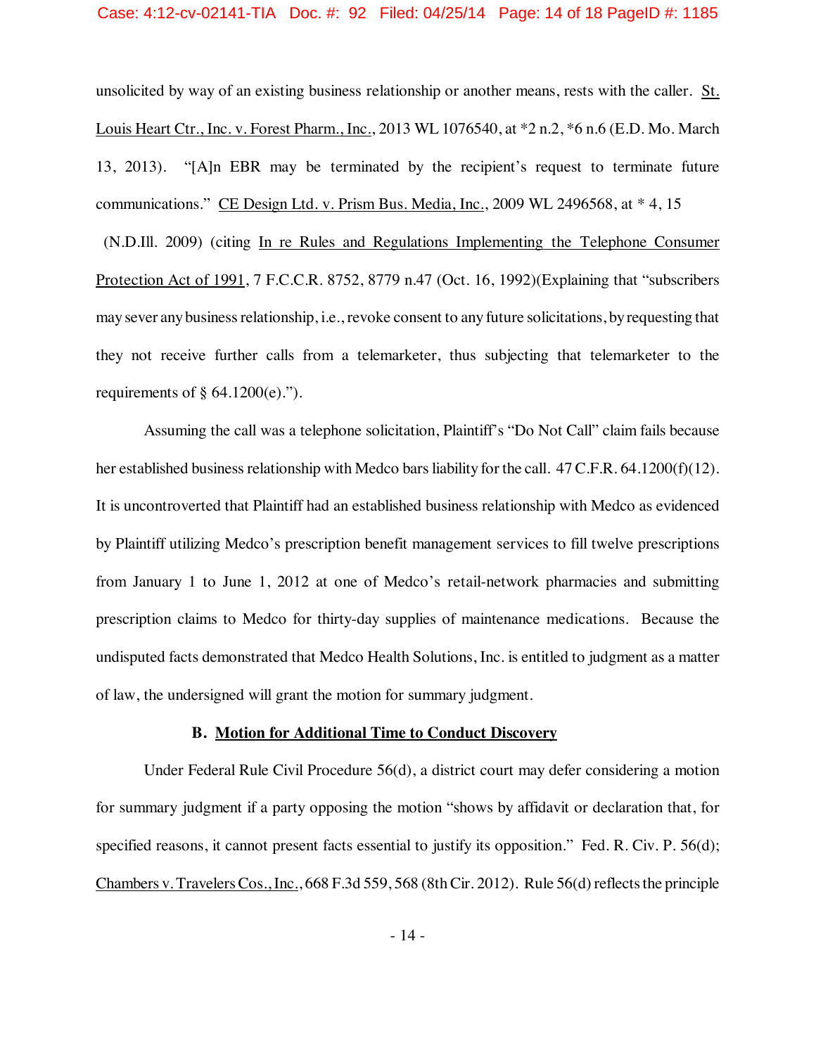unsolicited by way of an existing business relationship or another means, rests with the caller. St. Louis Heart Ctr., Inc. v. Forest Pharm., Inc., 2013 WL 1076540, at *2 n.2, *6 n.6 (E.D. Mo. March 13, 2013). "[A]n EBR may be terminated by the recipient's request to terminate future communications." CE Design Ltd. v. Prism Bus. Media, Inc., 2009 WL 2496568, at * 4, 15 (N.D.Ill. 2009) (citing In re Rules and Regulations Implementing the Telephone Consumer Protection Act of 1991, 7 F.C.C.R. 8752, 8779 n.47 (Oct. 16, 1992)(Explaining that "subscribers may sever any business relationship, i.e., revoke consent to any future solicitations, by requesting that they not receive further calls from a telemarketer, thus subjecting that telemarketer to the requirements of § 64.1200(e).").

Assuming the call was a telephone solicitation, Plaintiff's "Do Not Call" claim fails because her established business relationship with Medco bars liability for the call. 47 C.F.R. 64.1200(f)(12). It is uncontroverted that Plaintiff had an established business relationship with Medco as evidenced by Plaintiff utilizing Medco's prescription benefit management services to fill twelve prescriptions from January 1 to June 1, 2012 at one of Medco's retail-network pharmacies and submitting prescription claims to Medco for thirty-day supplies of maintenance medications. Because the undisputed facts demonstrated that Medco Health Solutions, Inc. is entitled to judgment as a matter of law, the undersigned will grant the motion for summary judgment.

### B. Motion for Additional Time to Conduct Discovery

Under Federal Rule Civil Procedure 56(d), a district court may defer considering a motion for summary judgment if a party opposing the motion "shows by affidavit or declaration that, for specified reasons, it cannot present facts essential to justify its opposition." Fed. R. Civ. P. 56(d); Chambers v. Travelers Cos., Inc., 668 F.3d 559, 568 (8th Cir. 2012). Rule 56(d) reflects the principle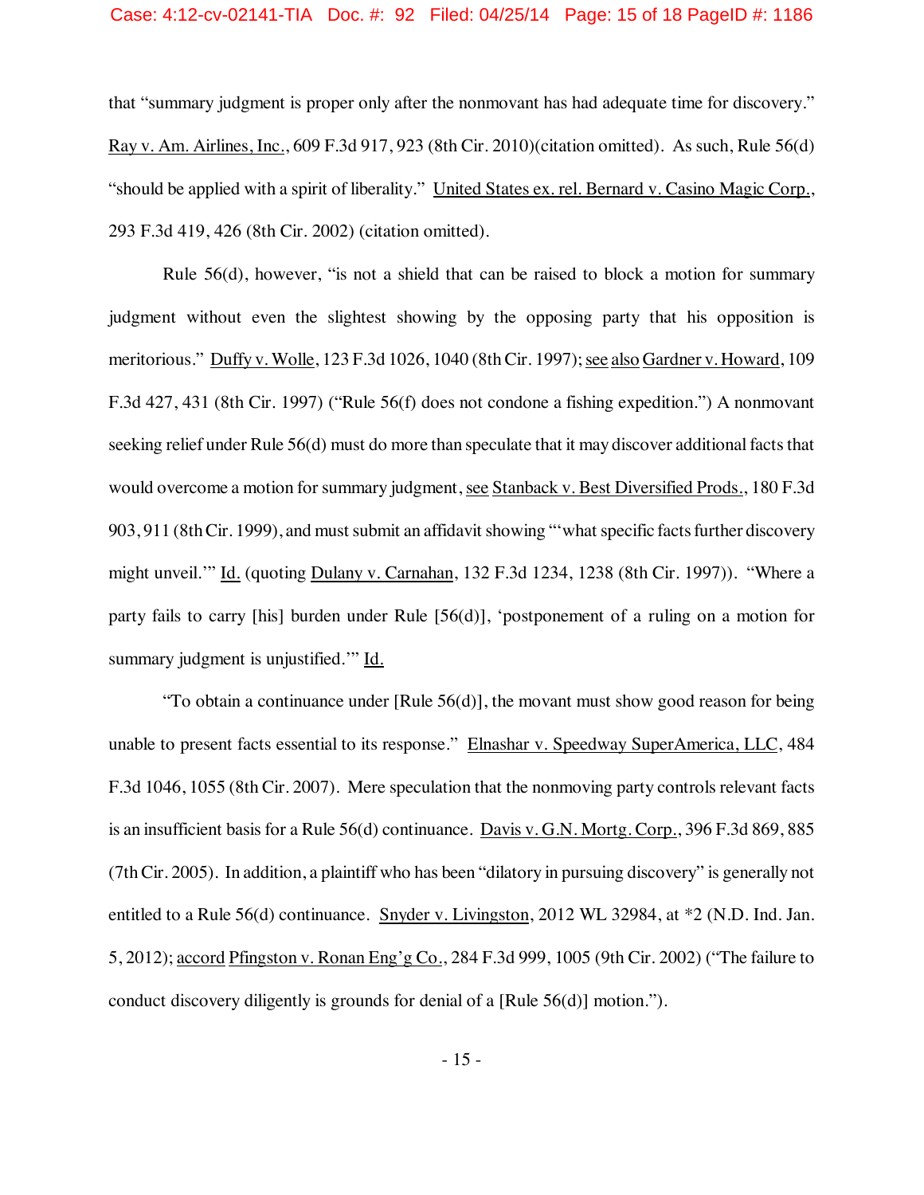that "summary judgment is proper only after the nonmovant has had adequate time for discovery." Ray v. Am. Airlines, Inc., 609 F.3d 917, 923 (8th Cir. 2010)(citation omitted). As such, Rule 56(d) "should be applied with a spirit of liberality." United States ex. rel. Bernard v. Casino Magic Corp., 293 F.3d 419, 426 (8th Cir. 2002) (citation omitted).

Rule 56(d), however, "is not a shield that can be raised to block a motion for summary judgment without even the slightest showing by the opposing party that his opposition is meritorious." Duffy v. Wolle, 123 F.3d 1026, 1040 (8th Cir. 1997); see also Gardner v. Howard, 109 F.3d 427, 431 (8th Cir. 1997) ("Rule 56(f) does not condone a fishing expedition.") A nonmovant seeking relief under Rule 56(d) must do more than speculate that it may discover additional facts that would overcome a motion for summary judgment, see Stanback v. Best Diversified Prods., 180 F.3d 903, 911 (8th Cir. 1999), and must submit an affidavit showing "'what specific facts further discovery might unveil.'" Id. (quoting Dulany v. Carnahan, 132 F.3d 1234, 1238 (8th Cir. 1997)). "Where a party fails to carry [his] burden under Rule [56(d)], 'postponement of a ruling on a motion for summary judgment is unjustified.'" Id.

"To obtain a continuance under [Rule 56(d)], the movant must show good reason for being unable to present facts essential to its response." Elnashar v. Speedway SuperAmerica, LLC, 484 F.3d 1046, 1055 (8th Cir. 2007). Mere speculation that the nonmoving party controls relevant facts is an insufficient basis for a Rule 56(d) continuance. Davis v. G.N. Mortg. Corp., 396 F.3d 869, 885 (7th Cir. 2005). In addition, a plaintiff who has been "dilatory in pursuing discovery" is generally not entitled to a Rule 56(d) continuance. Snyder v. Livingston, 2012 WL 32984, at *2 (N.D. Ind. Jan. 5, 2012); accord Pfingston v. Ronan Eng'g Co., 284 F.3d 999, 1005 (9th Cir. 2002) ("The failure to conduct discovery diligently is grounds for denial of a [Rule 56(d)] motion.").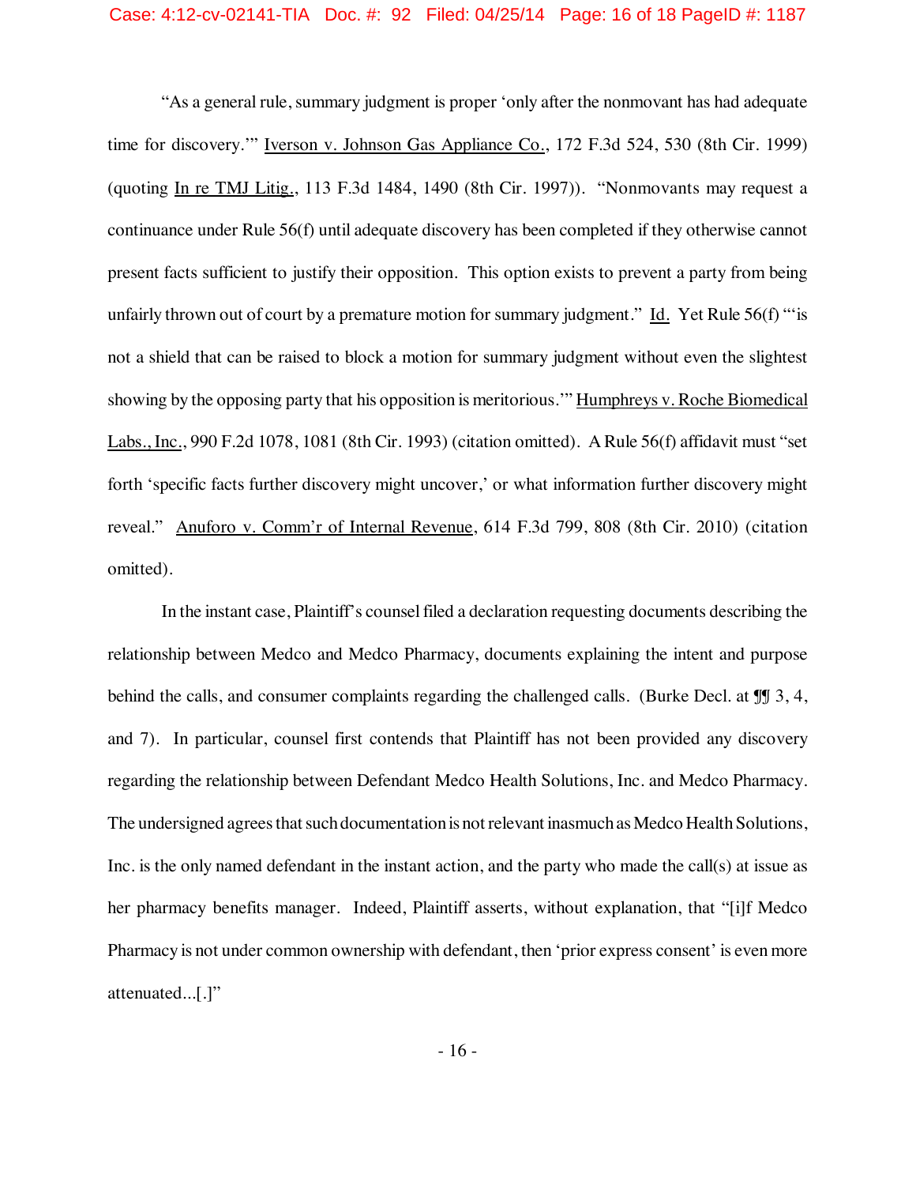"As a general rule, summary judgment is proper 'only after the nonmovant has had adequate time for discovery.'" Iverson v. Johnson Gas Appliance Co., 172 F.3d 524, 530 (8th Cir. 1999) (quoting In re TMJ Litig., 113 F.3d 1484, 1490 (8th Cir. 1997)). "Nonmovants may request a continuance under Rule 56(f) until adequate discovery has been completed if they otherwise cannot present facts sufficient to justify their opposition. This option exists to prevent a party from being unfairly thrown out of court by a premature motion for summary judgment." Id. Yet Rule 56(f) "'is not a shield that can be raised to block a motion for summary judgment without even the slightest showing by the opposing party that his opposition is meritorious.'" Humphreys v. Roche Biomedical Labs., Inc., 990 F.2d 1078, 1081 (8th Cir. 1993) (citation omitted). A Rule 56(f) affidavit must "set forth 'specific facts further discovery might uncover,' or what information further discovery might reveal." Anuforo v. Comm'r of Internal Revenue, 614 F.3d 799, 808 (8th Cir. 2010) (citation omitted).

In the instant case, Plaintiff's counsel filed a declaration requesting documents describing the relationship between Medco and Medco Pharmacy, documents explaining the intent and purpose behind the calls, and consumer complaints regarding the challenged calls. (Burke Decl. at ¶¶ 3, 4, and 7). In particular, counsel first contends that Plaintiff has not been provided any discovery regarding the relationship between Defendant Medco Health Solutions, Inc. and Medco Pharmacy. The undersigned agrees that such documentation is not relevant inasmuch as Medco Health Solutions, Inc. is the only named defendant in the instant action, and the party who made the call(s) at issue as her pharmacy benefits manager. Indeed, Plaintiff asserts, without explanation, that "[i]f Medco Pharmacy is not under common ownership with defendant, then 'prior express consent' is even more attenuated...[.]"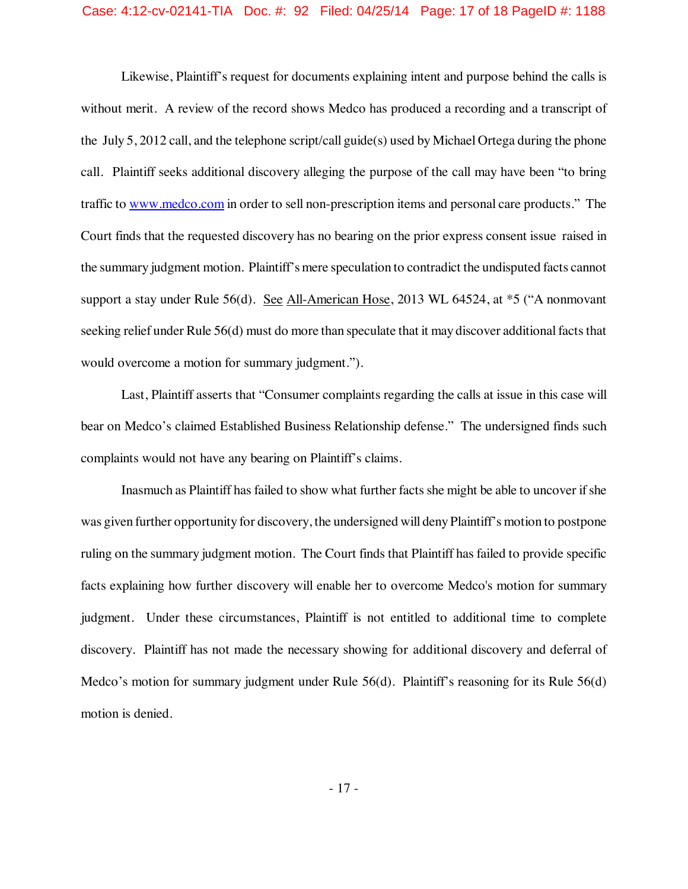Likewise, Plaintiff's request for documents explaining intent and purpose behind the calls is without merit. A review of the record shows Medco has produced a recording and a transcript of the July 5, 2012 call, and the telephone script/call guide(s) used by Michael Ortega during the phone call. Plaintiff seeks additional discovery alleging the purpose of the call may have been "to bring traffic to www.medco.com in order to sell non-prescription items and personal care products." The Court finds that the requested discovery has no bearing on the prior express consent issue raised in the summary judgment motion. Plaintiff's mere speculation to contradict the undisputed facts cannot support a stay under Rule 56(d). See All-American Hose, 2013 WL 64524, at *5 ("A nonmovant seeking relief under Rule 56(d) must do more than speculate that it may discover additional facts that would overcome a motion for summary judgment.").

Last, Plaintiff asserts that "Consumer complaints regarding the calls at issue in this case will bear on Medco's claimed Established Business Relationship defense." The undersigned finds such complaints would not have any bearing on Plaintiff's claims.

Inasmuch as Plaintiff has failed to show what further facts she might be able to uncover if she was given further opportunity for discovery, the undersigned will deny Plaintiff's motion to postpone ruling on the summary judgment motion. The Court finds that Plaintiff has failed to provide specific facts explaining how further discovery will enable her to overcome Medco's motion for summary judgment. Under these circumstances, Plaintiff is not entitled to additional time to complete discovery. Plaintiff has not made the necessary showing for additional discovery and deferral of Medco's motion for summary judgment under Rule 56(d). Plaintiff's reasoning for its Rule 56(d) motion is denied.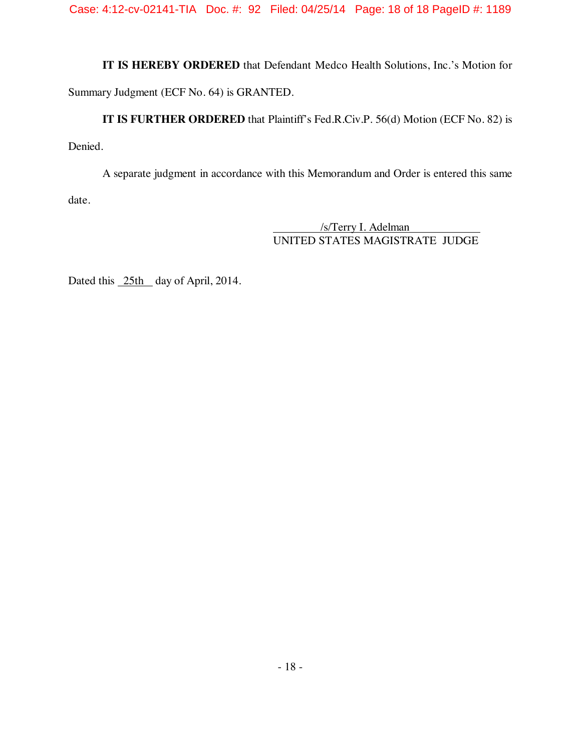**IT IS HEREBY ORDERED** that Defendant Medco Health Solutions, Inc.'s Motion for Summary Judgment (ECF No. 64) is GRANTED.

**IT IS FURTHER ORDERED** that Plaintiff's Fed.R.Civ.P. 56(d) Motion (ECF No. 82) is Denied.

A separate judgment in accordance with this Memorandum and Order is entered this same date.

/s/Terry I. Adelman
UNITED STATES MAGISTRATE JUDGE

Dated this 25th day of April, 2014.